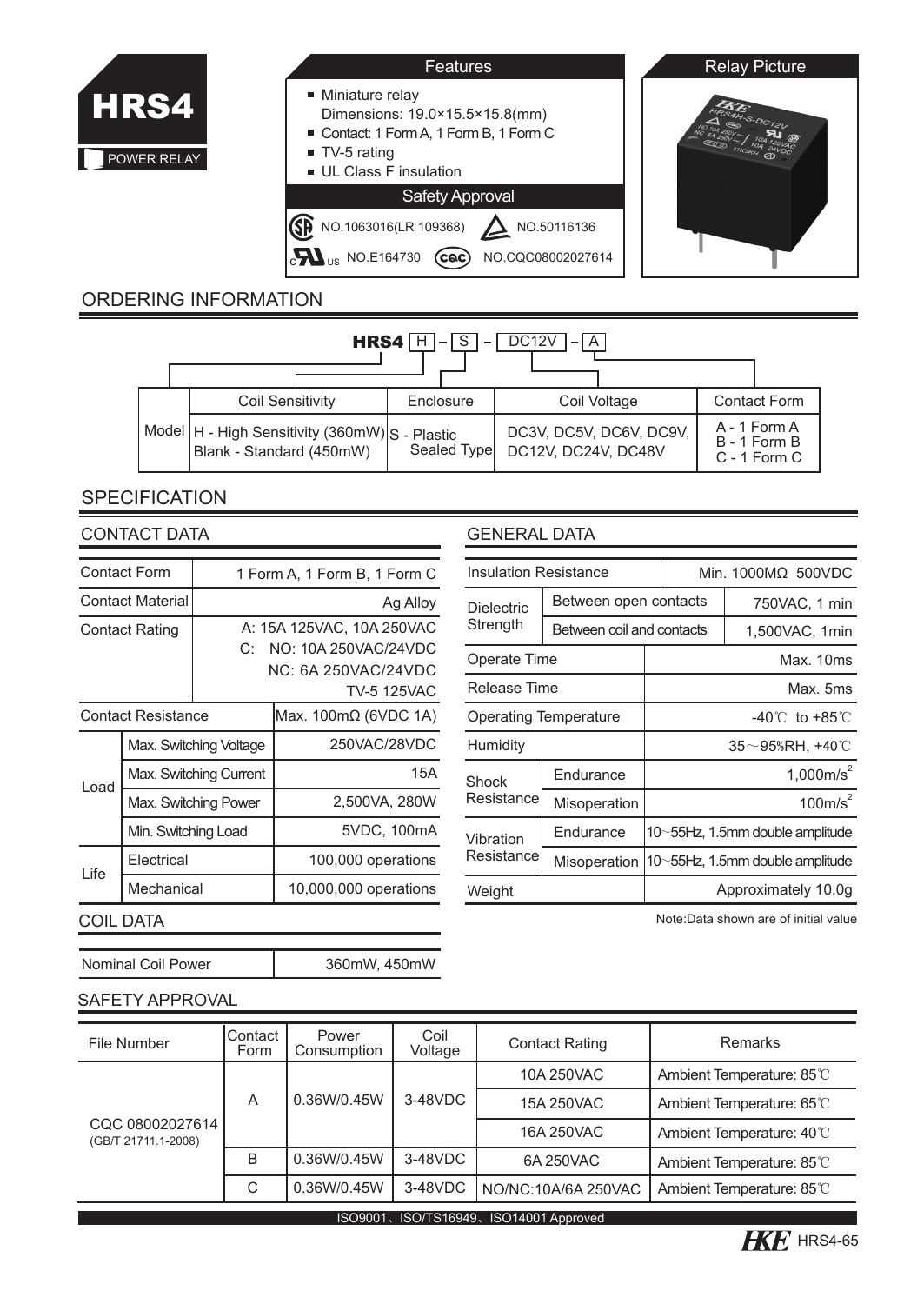# HRS4

POWER RELAY

## Features

- Miniature relay
  Dimensions: 19.0×15.5×15.8(mm)
- Contact: 1 Form A, 1 Form B, 1 Form C
- TV-5 rating
- UL Class F insulation

## Safety Approval

NO.1063016(LR 109368) NO.50116136

NO.E164730 NO.CQC08002027614

## Relay Picture

## ORDERING INFORMATION

HRS4 H - S - DC12V - A

| Model | Coil Sensitivity | Enclosure | Coil Voltage | Contact Form |
|---|---|---|---|---|
| | H - High Sensitivity (360mW)<br>Blank - Standard (450mW) | S - Plastic Sealed Type | DC3V, DC5V, DC6V, DC9V, DC12V, DC24V, DC48V | A - 1 Form A<br>B - 1 Form B<br>C - 1 Form C |

## SPECIFICATION

### CONTACT DATA

| Contact Form | | 1 Form A, 1 Form B, 1 Form C |
|---|---|---|
| Contact Material | | Ag Alloy |
| Contact Rating | | A: 15A 125VAC, 10A 250VAC<br>C: NO: 10A 250VAC/24VDC<br>NC: 6A 250VAC/24VDC<br>TV-5 125VAC |
| Contact Resistance | | Max. 100mΩ (6VDC 1A) |
| Load | Max. Switching Voltage | 250VAC/28VDC |
| | Max. Switching Current | 15A |
| | Max. Switching Power | 2,500VA, 280W |
| | Min. Switching Load | 5VDC, 100mA |
| Life | Electrical | 100,000 operations |
| | Mechanical | 10,000,000 operations |

### COIL DATA

| Nominal Coil Power | 360mW, 450mW |
|---|---|

### GENERAL DATA

| Insulation Resistance | | Min. 1000MΩ 500VDC |
|---|---|---|
| Dielectric Strength | Between open contacts | 750VAC, 1 min |
| | Between coil and contacts | 1,500VAC, 1min |
| Operate Time | | Max. 10ms |
| Release Time | | Max. 5ms |
| Operating Temperature | | -40℃ to +85℃ |
| Humidity | | 35～95%RH, +40℃ |
| Shock Resistance | Endurance | 1,000m/s$^2$ |
| | Misoperation | 100m/s$^2$ |
| Vibration Resistance | Endurance | 10～55Hz, 1.5mm double amplitude |
| | Misoperation | 10～55Hz, 1.5mm double amplitude |
| Weight | | Approximately 10.0g |

Note:Data shown are of initial value

### SAFETY APPROVAL

| File Number | Contact Form | Power Consumption | Coil Voltage | Contact Rating | Remarks |
|---|---|---|---|---|---|
| CQC 08002027614 (GB/T 21711.1-2008) | A | 0.36W/0.45W | 3-48VDC | 10A 250VAC | Ambient Temperature: 85℃ |
| | | | | 15A 250VAC | Ambient Temperature: 65℃ |
| | | | | 16A 250VAC | Ambient Temperature: 40℃ |
| | B | 0.36W/0.45W | 3-48VDC | 6A 250VAC | Ambient Temperature: 85℃ |
| | C | 0.36W/0.45W | 3-48VDC | NO/NC:10A/6A 250VAC | Ambient Temperature: 85℃ |

ISO9001、ISO/TS16949、ISO14001 Approved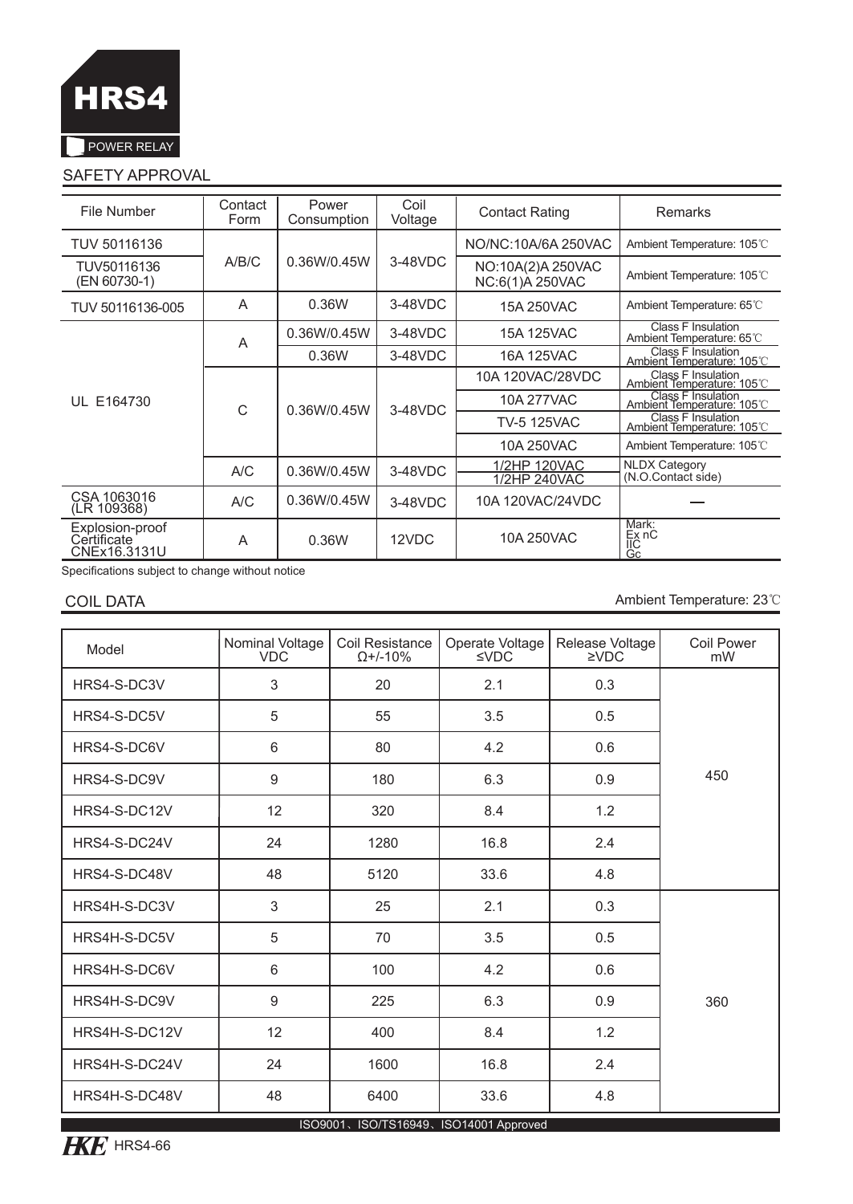# HRS4

POWER RELAY

## SAFETY APPROVAL

| File Number | Contact Form | Power Consumption | Coil Voltage | Contact Rating | Remarks |
|---|---|---|---|---|---|
| TUV 50116136 | A/B/C | 0.36W/0.45W | 3-48VDC | NO/NC:10A/6A 250VAC | Ambient Temperature: 105℃ |
| TUV50116136 (EN 60730-1) | | | | NO:10A(2)A 250VAC NC:6(1)A 250VAC | Ambient Temperature: 105℃ |
| TUV 50116136-005 | A | 0.36W | 3-48VDC | 15A 250VAC | Ambient Temperature: 65℃ |
| UL E164730 | A | 0.36W/0.45W | 3-48VDC | 15A 125VAC | Class F Insulation Ambient Temperature: 65℃ |
| | | 0.36W | 3-48VDC | 16A 125VAC | Class F Insulation Ambient Temperature: 105℃ |
| | C | 0.36W/0.45W | 3-48VDC | 10A 120VAC/28VDC | Class F Insulation Ambient Temperature: 105℃ |
| | | | | 10A 277VAC | Class F Insulation Ambient Temperature: 105℃ |
| | | | | TV-5 125VAC | Class F Insulation Ambient Temperature: 105℃ |
| | | | | 10A 250VAC | Ambient Temperature: 105℃ |
| | A/C | 0.36W/0.45W | 3-48VDC | 1/2HP 120VAC 1/2HP 240VAC | NLDX Category (N.O.Contact side) |
| CSA 1063016 (LR 109368) | A/C | 0.36W/0.45W | 3-48VDC | 10A 120VAC/24VDC | — |
| Explosion-proof Certificate CNEx16.3131U | A | 0.36W | 12VDC | 10A 250VAC | Mark: Ex nC IIC Gc |

Specifications subject to change without notice

## COIL DATA

Ambient Temperature: 23℃

| Model | Nominal Voltage VDC | Coil Resistance Ω+/-10% | Operate Voltage ≤VDC | Release Voltage ≥VDC | Coil Power mW |
|---|---|---|---|---|---|
| HRS4-S-DC3V | 3 | 20 | 2.1 | 0.3 | 450 |
| HRS4-S-DC5V | 5 | 55 | 3.5 | 0.5 | |
| HRS4-S-DC6V | 6 | 80 | 4.2 | 0.6 | |
| HRS4-S-DC9V | 9 | 180 | 6.3 | 0.9 | |
| HRS4-S-DC12V | 12 | 320 | 8.4 | 1.2 | |
| HRS4-S-DC24V | 24 | 1280 | 16.8 | 2.4 | |
| HRS4-S-DC48V | 48 | 5120 | 33.6 | 4.8 | |
| HRS4H-S-DC3V | 3 | 25 | 2.1 | 0.3 | 360 |
| HRS4H-S-DC5V | 5 | 70 | 3.5 | 0.5 | |
| HRS4H-S-DC6V | 6 | 100 | 4.2 | 0.6 | |
| HRS4H-S-DC9V | 9 | 225 | 6.3 | 0.9 | |
| HRS4H-S-DC12V | 12 | 400 | 8.4 | 1.2 | |
| HRS4H-S-DC24V | 24 | 1600 | 16.8 | 2.4 | |
| HRS4H-S-DC48V | 48 | 6400 | 33.6 | 4.8 | |

ISO9001、ISO/TS16949、ISO14001 Approved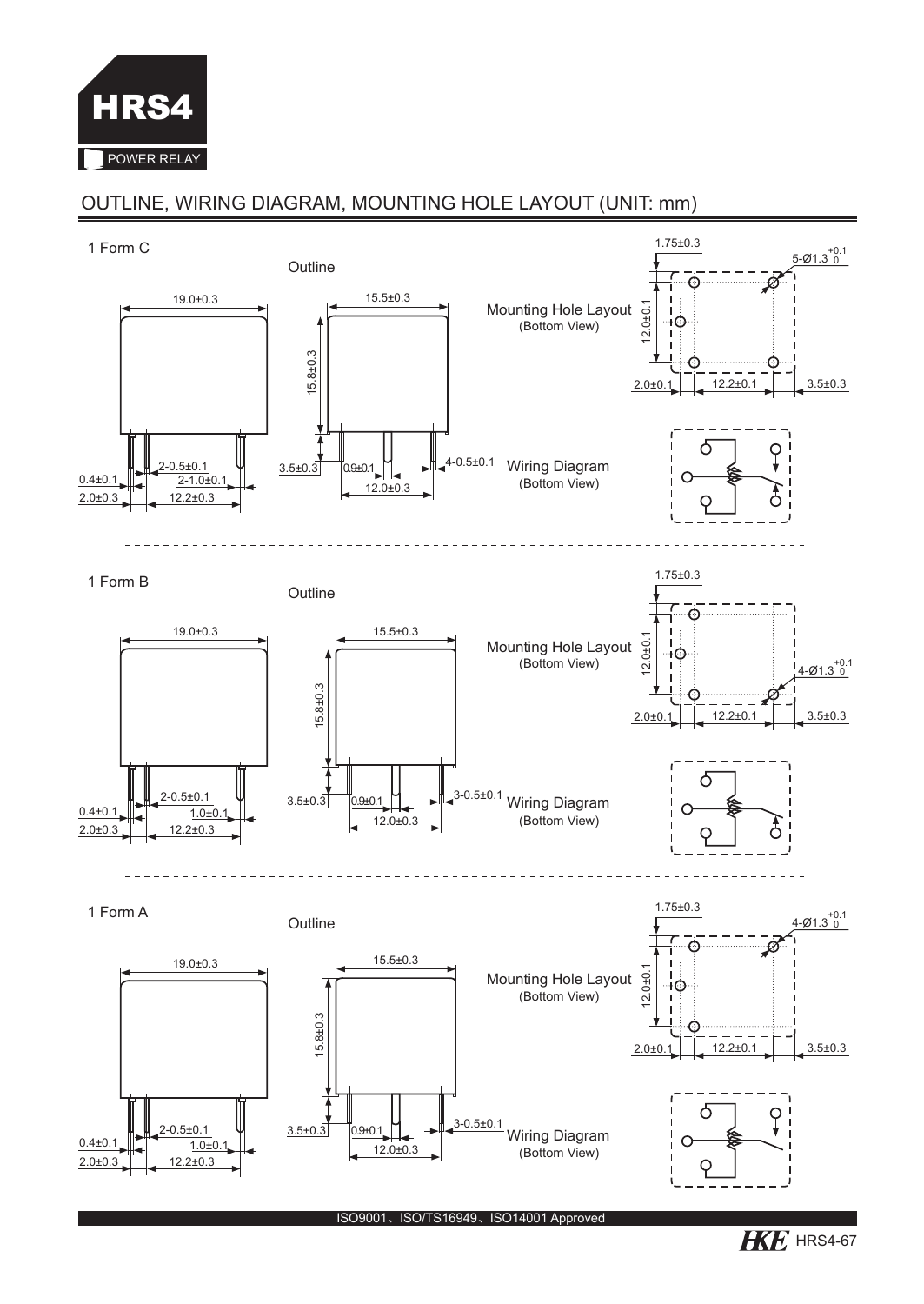## OUTLINE, WIRING DIAGRAM, MOUNTING HOLE LAYOUT (UNIT: mm)

### 1 Form C

Outline

19.0±0.3

15.5±0.3

15.8±0.3

0.4±0.1

2.0±0.3

2-0.5±0.1

2-1.0±0.1

12.2±0.3

3.5±0.3

0.9±0.1

4-0.5±0.1

12.0±0.3

Mounting Hole Layout (Bottom View)

1.75±0.3

5-Ø1.3 $^{+0.1}_{0}$

12.0±0.1

2.0±0.1

12.2±0.1

3.5±0.3

Wiring Diagram (Bottom View)

### 1 Form B

Outline

19.0±0.3

15.5±0.3

15.8±0.3

0.4±0.1

2.0±0.3

2-0.5±0.1

1.0±0.1

12.2±0.3

3.5±0.3

0.9±0.1

3-0.5±0.1

12.0±0.3

Mounting Hole Layout (Bottom View)

1.75±0.3

4-Ø1.3 $^{+0.1}_{0}$

12.0±0.1

2.0±0.1

12.2±0.1

3.5±0.3

Wiring Diagram (Bottom View)

### 1 Form A

Outline

19.0±0.3

15.5±0.3

15.8±0.3

0.4±0.1

2.0±0.3

2-0.5±0.1

1.0±0.1

12.2±0.3

3.5±0.3

0.9±0.1

3-0.5±0.1

12.0±0.3

Mounting Hole Layout (Bottom View)

1.75±0.3

4-Ø1.3 $^{+0.1}_{0}$

12.0±0.1

2.0±0.1

12.2±0.1

3.5±0.3

Wiring Diagram (Bottom View)

ISO9001、ISO/TS16949、ISO14001 Approved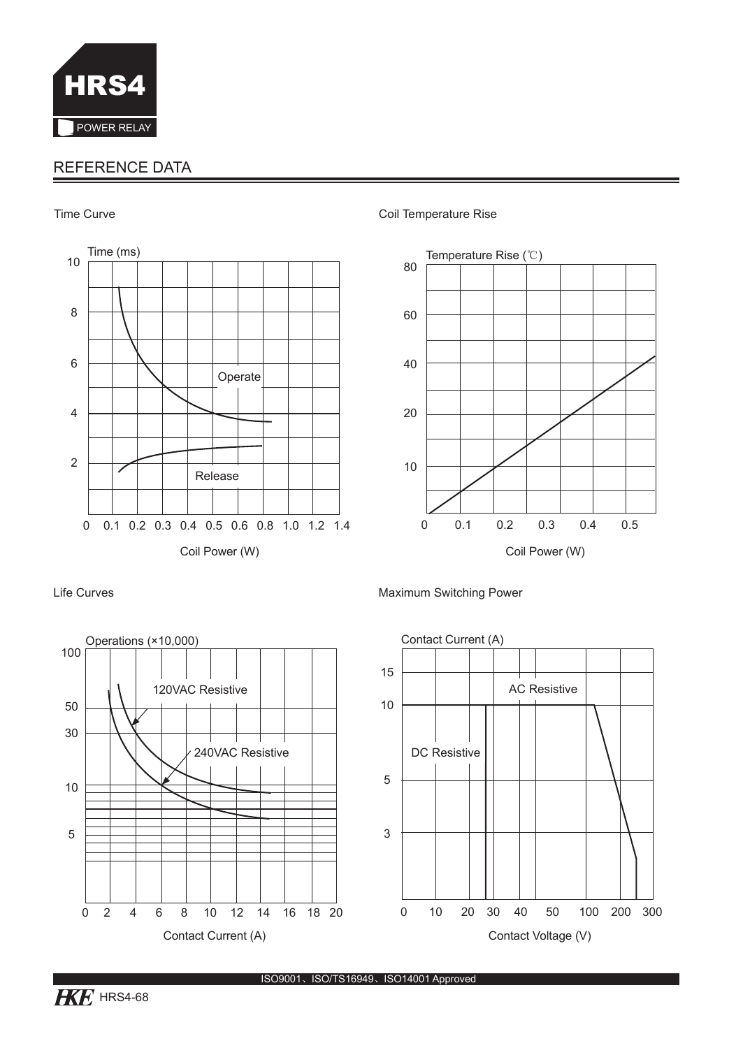HRS4

POWER RELAY

## REFERENCE DATA

### Time Curve

Time (ms)

10
8
6
4
2

0 0.1 0.2 0.3 0.4 0.5 0.6 0.8 1.0 1.2 1.4

Operate

Release

Coil Power (W)

### Coil Temperature Rise

Temperature Rise (℃)

80
60
40
20
10

0 0.1 0.2 0.3 0.4 0.5

Coil Power (W)

### Life Curves

Operations (×10,000)

100
50
30
10
5

0 2 4 6 8 10 12 14 16 18 20

120VAC Resistive

240VAC Resistive

Contact Current (A)

### Maximum Switching Power

Contact Current (A)

15
10
5
3

0 10 20 30 40 50 100 200 300

AC Resistive

DC Resistive

Contact Voltage (V)

ISO9001、ISO/TS16949、ISO14001 Approved

HKE HRS4-68